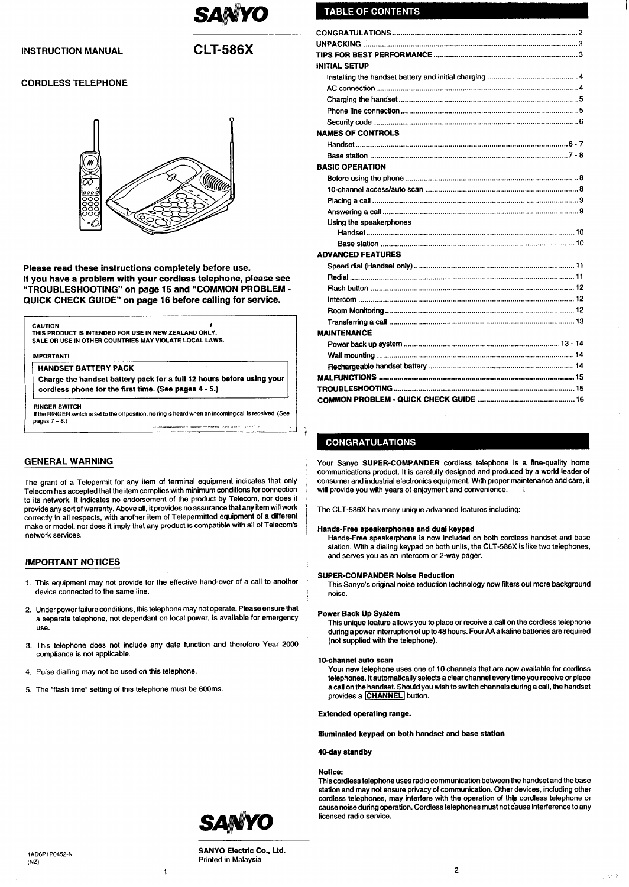# SANYO

**INSTRUCTION MANUAL** **CLT-586X**

**CORDLESS TELEPHONE**

**Please read these instructions completely before use.**
**If you have a problem with your cordless telephone, please see "TROUBLESHOOTING" on page 15 and "COMMON PROBLEM - QUICK CHECK GUIDE" on page 16 before calling for service.**

> **CAUTION**
> **THIS PRODUCT IS INTENDED FOR USE IN NEW ZEALAND ONLY.**
> **SALE OR USE IN OTHER COUNTRIES MAY VIOLATE LOCAL LAWS.**
>
> **IMPORTANT!**
>
> **HANDSET BATTERY PACK**
> **Charge the handset battery pack for a full 12 hours before using your cordless phone for the first time. (See pages 4 - 5.)**
>
> **RINGER SWITCH**
> If the RINGER switch is set to the off position, no ring is heard when an incoming call is received. (See pages 7 – 8.)

## GENERAL WARNING

The grant of a Telepermit for any item of terminal equipment indicates that only Telecom has accepted that the item complies with minimum conditions for connection to its network. It indicates no endorsement of the product by Telecom, nor does it provide any sort of warranty. Above all, it provides no assurance that any item will work correctly in all respects, with another item of Telepermitted equipment of a different make or model, nor does it imply that any product is compatible with all of Telecom's network services.

## IMPORTANT NOTICES

1. This equipment may not provide for the effective hand-over of a call to another device connected to the same line.
2. Under power failure conditions, this telephone may not operate. Please ensure that a separate telephone, not dependant on local power, is available for emergency use.
3. This telephone does not include any date function and therefore Year 2000 compliance is not applicable.
4. Pulse dialling may not be used on this telephone.
5. The "flash time" setting of this telephone must be 600ms.

SANYO

1AD6P1P0452-N
(NZ)

**SANYO Electric Co., Ltd.**
Printed in Malaysia

## TABLE OF CONTENTS

| | |
|---|---|
| **CONGRATULATIONS** | 2 |
| **UNPACKING** | 3 |
| **TIPS FOR BEST PERFORMANCE** | 3 |
| **INITIAL SETUP** | |
| Installing the handset battery and initial charging | 4 |
| AC connection | 4 |
| Charging the handset | 5 |
| Phone line connection | 5 |
| Security code | 6 |
| **NAMES OF CONTROLS** | |
| Handset | 6 - 7 |
| Base station | 7 - 8 |
| **BASIC OPERATION** | |
| Before using the phone | 8 |
| 10-channel access/auto scan | 8 |
| Placing a call | 9 |
| Answering a call | 9 |
| Using the speakerphones | |
| Handset | 10 |
| Base station | 10 |
| **ADVANCED FEATURES** | |
| Speed dial (Handset only) | 11 |
| Redial | 11 |
| Flash button | 12 |
| Intercom | 12 |
| Room Monitoring | 12 |
| Transferring a call | 13 |
| **MAINTENANCE** | |
| Power back up system | 13 - 14 |
| Wall mounting | 14 |
| Rechargeable handset battery | 14 |
| **MALFUNCTIONS** | 15 |
| **TROUBLESHOOTING** | 15 |
| **COMMON PROBLEM - QUICK CHECK GUIDE** | 16 |

## CONGRATULATIONS

Your Sanyo **SUPER-COMPANDER** cordless telephone is a fine-quality home communications product. It is carefully designed and produced by a world leader of consumer and industrial electronics equipment. With proper maintenance and care, it will provide you with years of enjoyment and convenience.

The CLT-586X has many unique advanced features including:

**Hands-Free speakerphones and dual keypad**
Hands-Free speakerphone is now included on both cordless handset and base station. With a dialing keypad on both units, the CLT-586X is like two telephones, and serves you as an intercom or 2-way pager.

**SUPER-COMPANDER Noise Reduction**
This Sanyo's original noise reduction technology now filters out more background noise.

**Power Back Up System**
This unique feature allows you to place or receive a call on the cordless telephone during a power interruption of up to 48 hours. Four AA alkaline batteries are required (not supplied with the telephone).

**10-channel auto scan**
Your new telephone uses one of 10 channels that are now available for cordless telephones. It automatically selects a clear channel every time you receive or place a call on the handset. Should you wish to switch channels during a call, the handset provides a CHANNEL button.

**Extended operating range.**

**Illuminated keypad on both handset and base station**

**40-day standby**

**Notice:**
This cordless telephone uses radio communication between the handset and the base station and may not ensure privacy of communication. Other devices, including other cordless telephones, may interfere with the operation of this cordless telephone or cause noise during operation. Cordless telephones must not cause interference to any licensed radio service.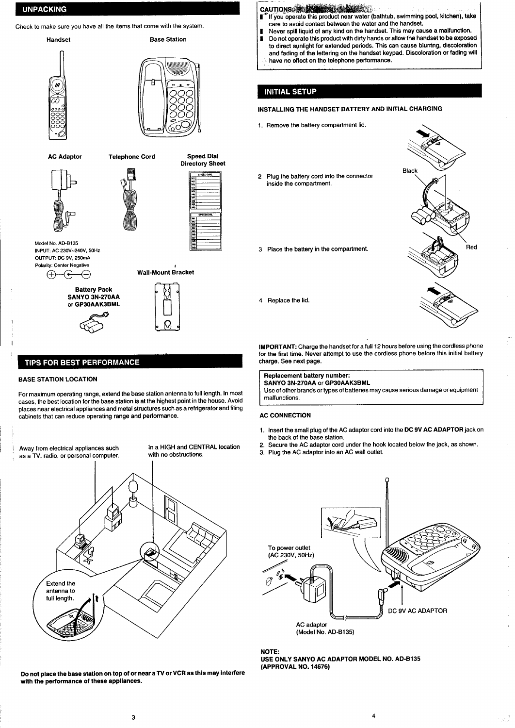## UNPACKING

Check to make sure you have all the items that come with the system.

Handset

Base Station

AC Adaptor

Telephone Cord

Speed Dial Directory Sheet

Model No. AD-B135
INPUT: AC 230V~240V, 50Hz
OUTPUT: DC 9V, 250mA
Polarity: Center Negative

Wall-Mount Bracket

**Battery Pack**
**SANYO 3N-270AA**
**or GP30AAK3BML**

## TIPS FOR BEST PERFORMANCE

### BASE STATION LOCATION

For maximum operating range, extend the base station antenna to full length. In most cases, the best location for the base station is at the highest point in the house. Avoid places near electrical appliances and metal structures such as a refrigerator and filing cabinets that can reduce operating range and performance.

Away from electrical appliances such as a TV, radio, or personal computer.

In a HIGH and CENTRAL location with no obstructions.

Extend the antenna to full length.

**Do not place the base station on top of or near a TV or VCR as this may interfere with the performance of these appliances.**

**CAUTIONS:**

- If you operate this product near water (bathtub, swimming pool, kitchen), take care to avoid contact between the water and the handset.
- Never spill liquid of any kind on the handset. This may cause a malfunction.
- Do not operate this product with dirty hands or allow the handset to be exposed to direct sunlight for extended periods. This can cause blurring, discoloration and fading of the lettering on the handset keypad. Discoloration or fading will have no effect on the telephone performance.

## INITIAL SETUP

### INSTALLING THE HANDSET BATTERY AND INITIAL CHARGING

1. Remove the battery compartment lid.
2. Plug the battery cord into the connector inside the compartment.
3. Place the battery in the compartment.
4. Replace the lid.

Black

Red

**IMPORTANT:** Charge the handset for a full 12 hours before using the cordless phone for the first time. Never attempt to use the cordless phone before this initial battery charge. See next page.

**Replacement battery number:**
**SANYO 3N-270AA** or **GP30AAK3BML**
Use of other brands or types of batteries may cause serious damage or equipment malfunctions.

### AC CONNECTION

1. Insert the small plug of the AC adaptor cord into the **DC 9V AC ADAPTOR** jack on the back of the base station.
2. Secure the AC adaptor cord under the hook located below the jack, as shown.
3. Plug the AC adaptor into an AC wall outlet.

To power outlet (AC 230V, 50Hz)

DC 9V AC ADAPTOR

AC adaptor (Model No. AD-B135)

**NOTE:**
**USE ONLY SANYO AC ADAPTOR MODEL NO. AD-B135 (APPROVAL NO. 14676)**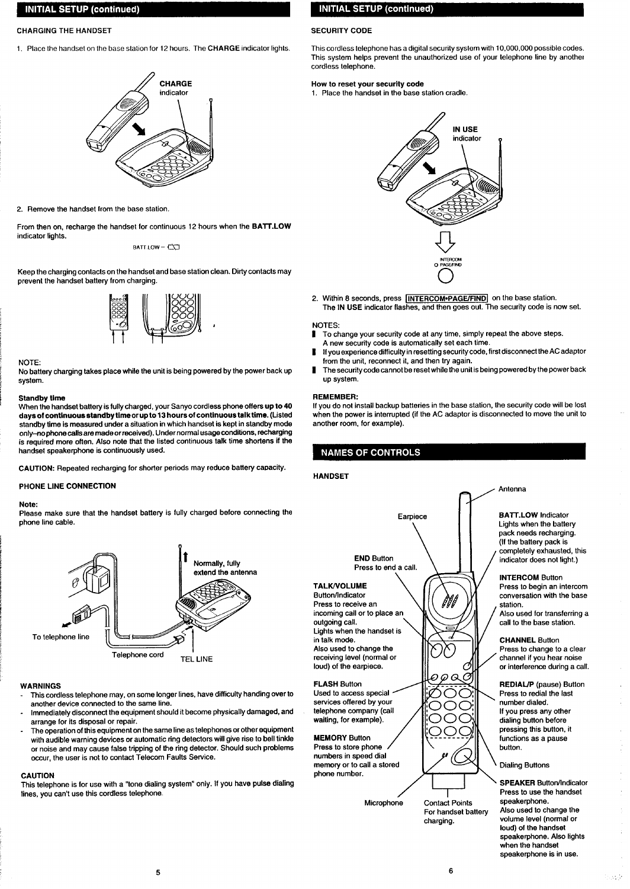## INITIAL SETUP (continued)

### CHARGING THE HANDSET

1. Place the handset on the base station for 12 hours. The **CHARGE** indicator lights.

**CHARGE** indicator

2. Remove the handset from the base station.

From then on, recharge the handset for continuous 12 hours when the **BATT.LOW** indicator lights.

BATT.LOW –

Keep the charging contacts on the handset and base station clean. Dirty contacts may prevent the handset battery from charging.

NOTE:
No battery charging takes place while the unit is being powered by the power back up system.

**Standby time**
When the handset battery is fully charged, your Sanyo cordless phone offers **up to 40 days of continuous standby time or up to 13 hours of continuous talk time.** (Listed standby time is measured under a situation in which handset is kept in standby mode only–no phone calls are made or received). Under normal usage conditions, recharging is required more often. Also note that the listed continuous talk time shortens if the handset speakerphone is continuously used.

**CAUTION:** Repeated recharging for shorter periods may reduce battery capacity.

### PHONE LINE CONNECTION

**Note:**
Please make sure that the handset battery is fully charged before connecting the phone line cable.

Normally, fully extend the antenna

To telephone line

Telephone cord

TEL LINE

**WARNINGS**
- This cordless telephone may, on some longer lines, have difficulty handing over to another device connected to the same line.
- Immediately disconnect the equipment should it become physically damaged, and arrange for its disposal or repair.
- The operation of this equipment on the same line as telephones or other equipment with audible warning devices or automatic ring detectors will give rise to bell tinkle or noise and may cause false tripping of the ring detector. Should such problems occur, the user is not to contact Telecom Faults Service.

**CAUTION**
This telephone is for use with a "tone dialing system" only. If you have pulse dialing lines, you can't use this cordless telephone.

## INITIAL SETUP (continued)

### SECURITY CODE

This cordless telephone has a digital security system with 10,000,000 possible codes. This system helps prevent the unauthorized use of your telephone line by another cordless telephone.

**How to reset your security code**
1. Place the handset in the base station cradle.

**IN USE** indicator

INTERCOM
PAGE/FIND

2. Within 8 seconds, press INTERCOM•PAGE/FIND on the base station.
   The **IN USE** indicator flashes, and then goes out. The security code is now set.

NOTES:
- To change your security code at any time, simply repeat the above steps.
  A new security code is automatically set each time.
- If you experience difficulty in resetting security code, first disconnect the AC adaptor from the unit, reconnect it, and then try again.
- The security code cannot be reset while the unit is being powered by the power back up system.

**REMEMBER:**
If you do not install backup batteries in the base station, the security code will be lost when the power is interrupted (if the AC adaptor is disconnected to move the unit to another room, for example).

## NAMES OF CONTROLS

### HANDSET

Antenna

Earpiece

**END** Button
Press to end a call.

**TALK/VOLUME** Button/Indicator
Press to receive an incoming call or to place an outgoing call.
Lights when the handset is in talk mode.
Also used to change the receiving level (normal or loud) of the earpiece.

**FLASH** Button
Used to access special services offered by your telephone company (call waiting, for example).

**MEMORY** Button
Press to store phone numbers in speed dial memory or to call a stored phone number.

Microphone

Contact Points
For handset battery charging.

**BATT.LOW** Indicator
Lights when the battery pack needs recharging.
(If the battery pack is completely exhausted, this indicator does not light.)

**INTERCOM** Button
Press to begin an intercom conversation with the base station.
Also used for transferring a call to the base station.

**CHANNEL** Button
Press to change to a clear channel if you hear noise or interference during a call.

**REDIAL/P** (pause) Button
Press to redial the last number dialed.
If you press any other dialing button before pressing this button, it functions as a pause button.

Dialing Buttons

**SPEAKER** Button/Indicator
Press to use the handset speakerphone.
Also used to change the volume level (normal or loud) of the handset speakerphone. Also lights when the handset speakerphone is in use.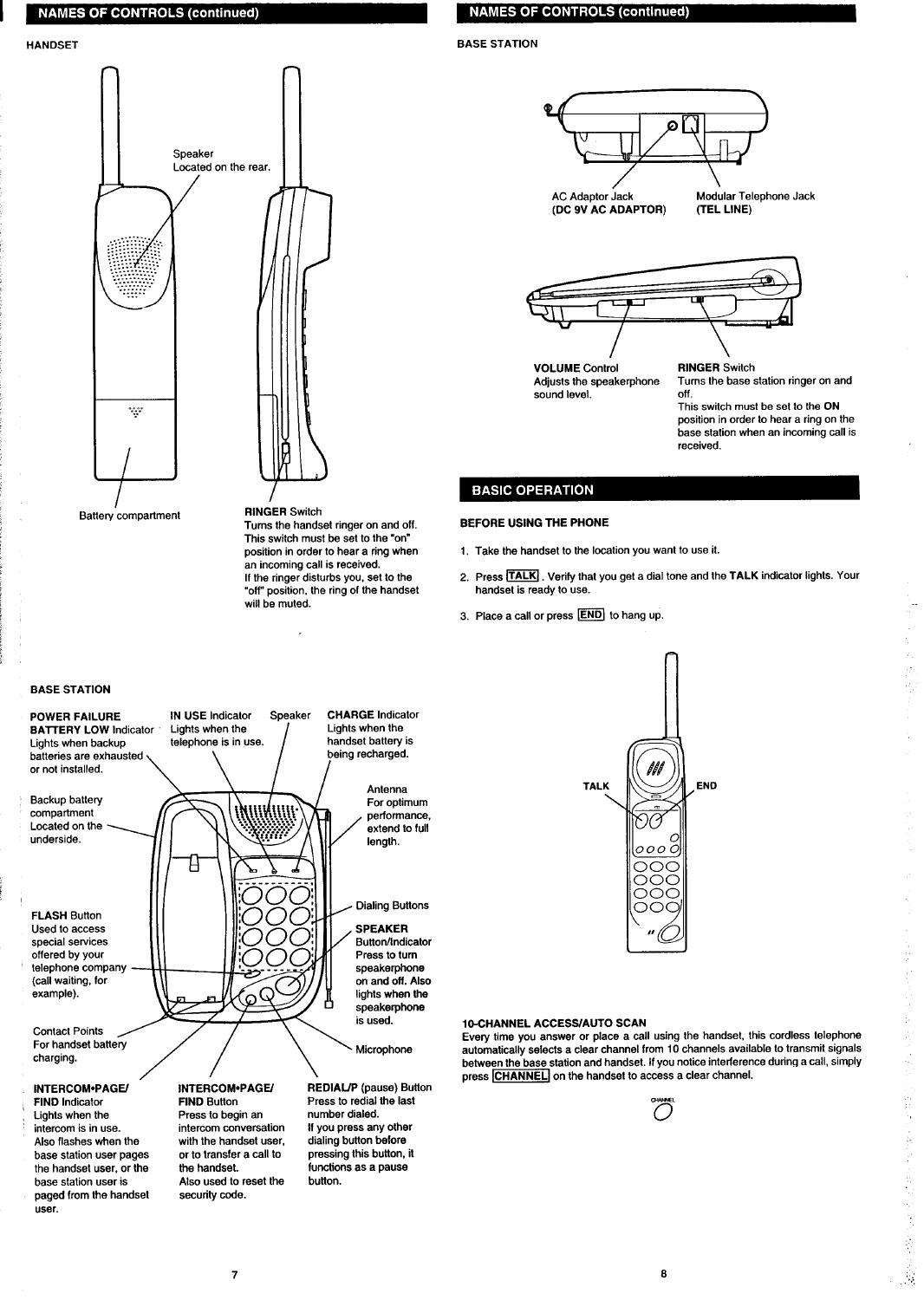## NAMES OF CONTROLS (continued)

### HANDSET

Speaker
Located on the rear.

Battery compartment

**RINGER** Switch
Turns the handset ringer on and off. This switch must be set to the "on" position in order to hear a ring when an incoming call is received.
If the ringer disturbs you, set to the "off" position, the ring of the handset will be muted.

### BASE STATION

**POWER FAILURE BATTERY LOW** Indicator
Lights when backup batteries are exhausted or not installed.

**IN USE** Indicator
Lights when the telephone is in use.

Speaker

**CHARGE** Indicator
Lights when the handset battery is being recharged.

Backup battery compartment
Located on the underside.

Antenna
For optimum performance, extend to full length.

Dialing Buttons

**FLASH** Button
Used to access special services offered by your telephone company (call waiting, for example).

**SPEAKER** Button/Indicator
Press to turn speakerphone on and off. Also lights when the speakerphone is used.

Contact Points
For handset battery charging.

Microphone

**INTERCOM•PAGE/FIND** Indicator
Lights when the intercom is in use.
Also flashes when the base station user pages the handset user, or the base station user is paged from the handset user.

**INTERCOM•PAGE/FIND** Button
Press to begin an intercom conversation with the handset user, or to transfer a call to the handset.
Also used to reset the security code.

**REDIAL/P** (pause) Button
Press to redial the last number dialed.
If you press any other dialing button before pressing this button, it functions as a pause button.

## NAMES OF CONTROLS (continued)

### BASE STATION

AC Adaptor Jack
**(DC 9V AC ADAPTOR)**

Modular Telephone Jack
**(TEL LINE)**

**VOLUME** Control
Adjusts the speakerphone sound level.

**RINGER** Switch
Turns the base station ringer on and off.
This switch must be set to the **ON** position in order to hear a ring on the base station when an incoming call is received.

## BASIC OPERATION

### BEFORE USING THE PHONE

1. Take the handset to the location you want to use it.
2. Press [TALK]. Verify that you get a dial tone and the **TALK** indicator lights. Your handset is ready to use.
3. Place a call or press [END] to hang up.

TALK

END

### 10-CHANNEL ACCESS/AUTO SCAN

Every time you answer or place a call using the handset, this cordless telephone automatically selects a clear channel from 10 channels available to transmit signals between the base station and handset. If you notice interference during a call, simply press [CHANNEL] on the handset to access a clear channel.

CHANNEL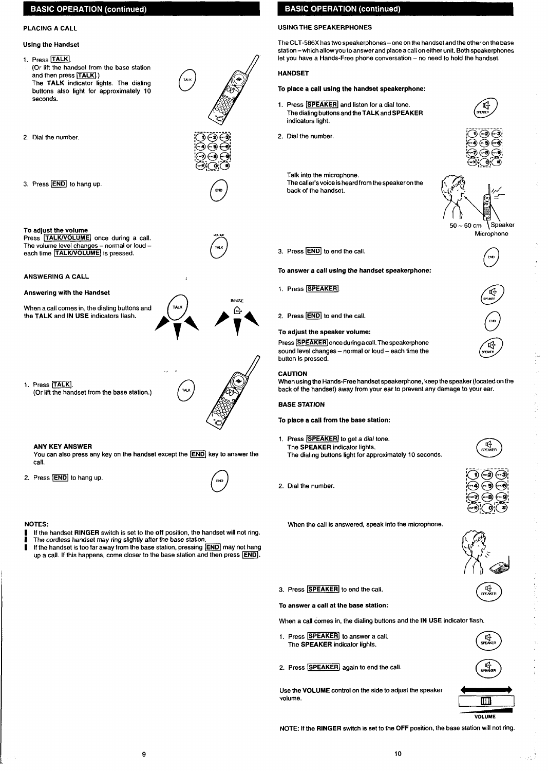## BASIC OPERATION (continued)

### PLACING A CALL

#### Using the Handset

1. Press TALK.
   (Or lift the handset from the base station and then press TALK.)
   The **TALK** indicator lights. The dialing buttons also light for approximately 10 seconds.
2. Dial the number.
3. Press END to hang up.

**To adjust the volume**

Press TALK/VOLUME once during a call. The volume level changes – normal or loud – each time TALK/VOLUME is pressed.

### ANSWERING A CALL

#### Answering with the Handset

When a call comes in, the dialing buttons and the **TALK** and **IN USE** indicators flash.

1. Press TALK.
   (Or lift the handset from the base station.)

   **ANY KEY ANSWER**
   You can also press any key on the handset except the END key to answer the call.
2. Press END to hang up.

**NOTES:**

- If the handset **RINGER** switch is set to the **off** position, the handset will not ring.
- The cordless handset may ring slightly after the base station.
- If the handset is too far away from the base station, pressing END may not hang up a call. If this happens, come closer to the base station and then press END.

## BASIC OPERATION (continued)

### USING THE SPEAKERPHONES

The CLT-586X has two speakerphones – one on the handset and the other on the base station – which allow you to answer and place a call on either unit. Both speakerphones let you have a Hands-Free phone conversation – no need to hold the handset.

### HANDSET

**To place a call using the handset speakerphone:**

1. Press SPEAKER and listen for a dial tone.
   The dialing buttons and the **TALK** and **SPEAKER** indicators light.
2. Dial the number.

   Talk into the microphone.
   The caller's voice is heard from the speaker on the back of the handset.

   50 ~ 60 cm  Speaker  Microphone
3. Press END to end the call.

**To answer a call using the handset speakerphone:**

1. Press SPEAKER.
2. Press END to end the call.

**To adjust the speaker volume:**

Press SPEAKER once during a call. The speakerphone sound level changes – normal or loud – each time the button is pressed.

**CAUTION**

When using the Hands-Free handset speakerphone, keep the speaker (located on the back of the handset) away from your ear to prevent any damage to your ear.

### BASE STATION

**To place a call from the base station:**

1. Press SPEAKER to get a dial tone.
   The **SPEAKER** indicator lights.
   The dialing buttons light for approximately 10 seconds.
2. Dial the number.

   When the call is answered, speak into the microphone.
3. Press SPEAKER to end the call.

**To answer a call at the base station:**

When a call comes in, the dialing buttons and the **IN USE** indicator flash.

1. Press SPEAKER to answer a call.
   The **SPEAKER** indicator lights.
2. Press SPEAKER again to end the call.

Use the **VOLUME** control on the side to adjust the speaker volume.

VOLUME

NOTE: If the **RINGER** switch is set to the **OFF** position, the base station will not ring.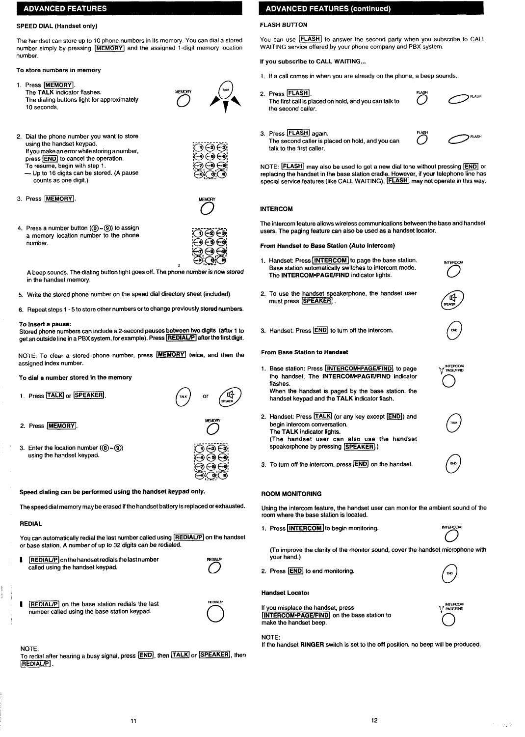## ADVANCED FEATURES

### SPEED DIAL (Handset only)

The handset can store up to 10 phone numbers in its memory. You can dial a stored number simply by pressing MEMORY and the assigned 1-digit memory location number.

**To store numbers in memory**

1. Press MEMORY.
   The **TALK** indicator flashes.
   The dialing buttons light for approximately 10 seconds.

2. Dial the phone number you want to store using the handset keypad.
   If you make an error while storing a number, press END to cancel the operation.
   To resume, begin with step 1.
   — Up to 16 digits can be stored. (A pause counts as one digit.)

3. Press MEMORY.

4. Press a number button (⓪~⑨) to assign a memory location number to the phone number.
   A beep sounds. The dialing button light goes off. The phone number is now stored in the handset memory.

5. Write the stored phone number on the speed dial directory sheet (included).

6. Repeat steps 1 - 5 to store other numbers or to change previously stored numbers.

**To insert a pause:**
Stored phone numbers can include a 2-second pauses between two digits (after 1 to get an outside line in a PBX system, for example). Press REDIAL/P after the first digit.

NOTE: To clear a stored phone number, press MEMORY twice, and then the assigned index number.

**To dial a number stored in the memory**

1. Press TALK or SPEAKER.

2. Press MEMORY.

3. Enter the location number (⓪~⑨) using the handset keypad.

**Speed dialing can be performed using the handset keypad only.**

The speed dial memory may be erased if the handset battery is replaced or exhausted.

### REDIAL

You can automatically redial the last number called using REDIAL/P on the handset or base station. A number of up to 32 digits can be redialed.

- REDIAL/P on the handset redials the last number called using the handset keypad.
- REDIAL/P on the base station redials the last number called using the base station keypad.

NOTE:
To redial after hearing a busy signal, press END, then TALK or SPEAKER, then REDIAL/P.

## ADVANCED FEATURES (continued)

### FLASH BUTTON

You can use FLASH to answer the second party when you subscribe to CALL WAITING service offered by your phone company and PBX system.

**If you subscribe to CALL WAITING...**

1. If a call comes in when you are already on the phone, a beep sounds.

2. Press FLASH.
   The first call is placed on hold, and you can talk to the second caller.

3. Press FLASH again.
   The second caller is placed on hold, and you can talk to the first caller.

NOTE: FLASH may also be used to get a new dial tone without pressing END or replacing the handset in the base station cradle. However, if your telephone line has special service features (like CALL WAITING), FLASH may not operate in this way.

### INTERCOM

The intercom feature allows wireless communications between the base and handset users. The paging feature can also be used as a handset locator.

**From Handset to Base Station (Auto Intercom)**

1. Handset: Press INTERCOM to page the base station.
   Base station automatically switches to intercom mode.
   The **INTERCOM•PAGE/FIND** indicator lights.

2. To use the handset speakerphone, the handset user must press SPEAKER.

3. Handset: Press END to turn off the intercom.

**From Base Station to Handset**

1. Base station: Press INTERCOM•PAGE/FIND to page the handset. The **INTERCOM•PAGE/FIND** indicator flashes.
   When the handset is paged by the base station, the handset keypad and the **TALK** indicator flash.

2. Handset: Press TALK (or any key except END) and begin intercom conversation.
   The **TALK** indicator lights.
   (The handset user can also use the handset speakerphone by pressing SPEAKER.)

3. To turn off the intercom, press END on the handset.

### ROOM MONITORING

Using the intercom feature, the handset user can monitor the ambient sound of the room where the base station is located.

1. Press INTERCOM to begin monitoring.

   (To improve the clarity of the monitor sound, cover the handset microphone with your hand.)

2. Press END to end monitoring.

**Handset Locator**

If you misplace the handset, press INTERCOM•PAGE/FIND on the base station to make the handset beep.

NOTE:
If the handset **RINGER** switch is set to the **off** position, no beep will be produced.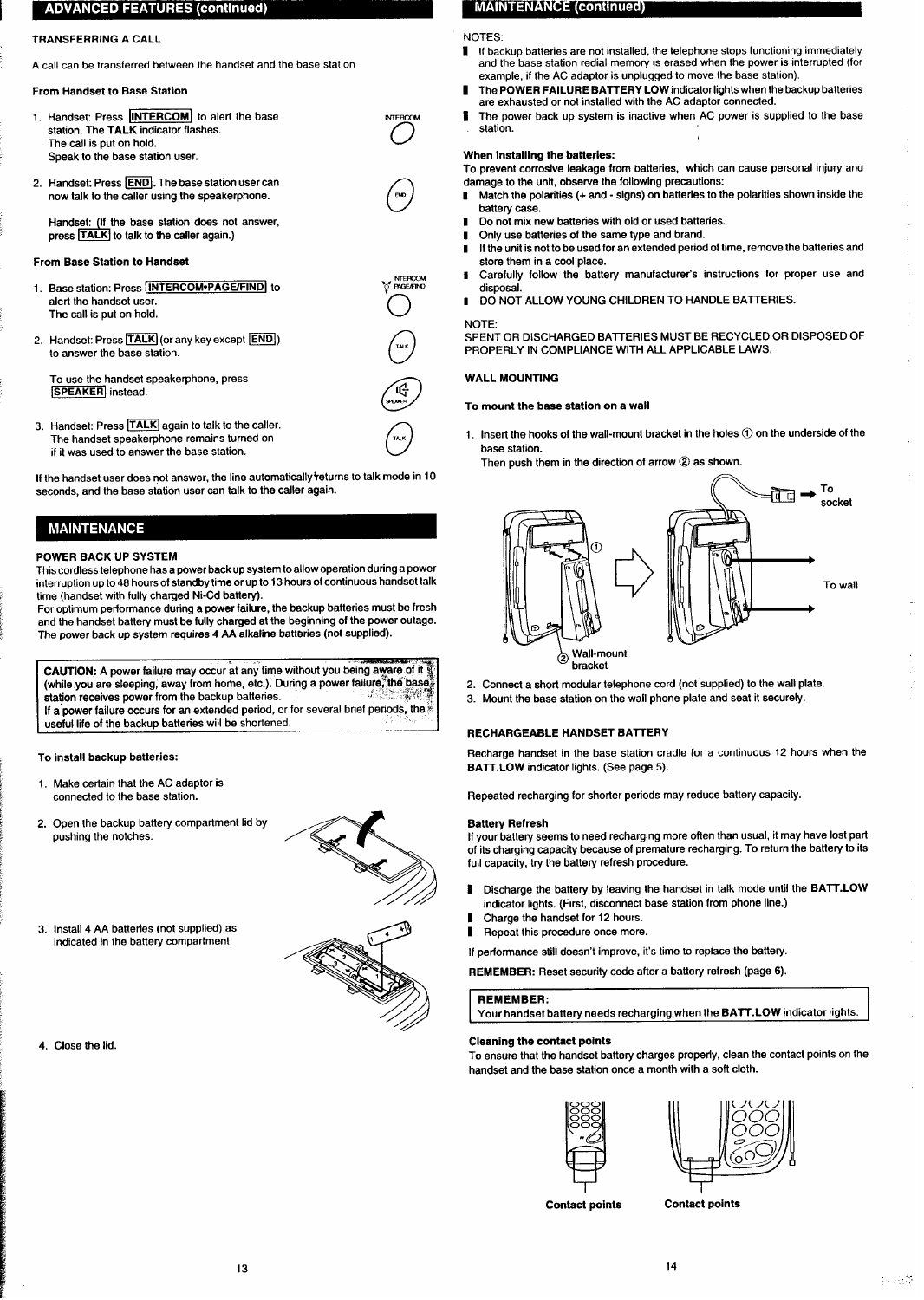## ADVANCED FEATURES (continued)

### TRANSFERRING A CALL

A call can be transferred between the handset and the base station

**From Handset to Base Station**

1. Handset: Press **INTERCOM** to alert the base station. The **TALK** indicator flashes. The call is put on hold. Speak to the base station user.
2. Handset: Press **END**. The base station user can now talk to the caller using the speakerphone.

   Handset: (If the base station does not answer, press **TALK** to talk to the caller again.)

**From Base Station to Handset**

1. Base station: Press **INTERCOM•PAGE/FIND** to alert the handset user. The call is put on hold.
2. Handset: Press **TALK** (or any key except **END**) to answer the base station.

   To use the handset speakerphone, press **SPEAKER** instead.
3. Handset: Press **TALK** again to talk to the caller. The handset speakerphone remains turned on if it was used to answer the base station.

If the handset user does not answer, the line automatically returns to talk mode in 10 seconds, and the base station user can talk to the caller again.

## MAINTENANCE

### POWER BACK UP SYSTEM

This cordless telephone has a power back up system to allow operation during a power interruption up to 48 hours of standby time or up to 13 hours of continuous handset talk time (handset with fully charged Ni-Cd battery).
For optimum performance during a power failure, the backup batteries must be fresh and the handset battery must be fully charged at the beginning of the power outage.
The power back up system requires 4 AA alkaline batteries (not supplied).

> **CAUTION:** A power failure may occur at any time without you being aware of it (while you are sleeping, away from home, etc.). During a power failure, the base station receives power from the backup batteries.
> If a power failure occurs for an extended period, or for several brief periods, the useful life of the backup batteries will be shortened.

**To install backup batteries:**

1. Make certain that the AC adaptor is connected to the base station.
2. Open the backup battery compartment lid by pushing the notches.
3. Install 4 AA batteries (not supplied) as indicated in the battery compartment.
4. Close the lid.

## MAINTENANCE (continued)

NOTES:

- If backup batteries are not installed, the telephone stops functioning immediately and the base station redial memory is erased when the power is interrupted (for example, if the AC adaptor is unplugged to move the base station).
- The **POWER FAILURE BATTERY LOW** indicator lights when the backup batteries are exhausted or not installed with the AC adaptor connected.
- The power back up system is inactive when AC power is supplied to the base station.

**When installing the batteries:**
To prevent corrosive leakage from batteries, which can cause personal injury and damage to the unit, observe the following precautions:

- Match the polarities (+ and - signs) on batteries to the polarities shown inside the battery case.
- Do not mix new batteries with old or used batteries.
- Only use batteries of the same type and brand.
- If the unit is not to be used for an extended period of time, remove the batteries and store them in a cool place.
- Carefully follow the battery manufacturer's instructions for proper use and disposal.
- DO NOT ALLOW YOUNG CHILDREN TO HANDLE BATTERIES.

NOTE:
SPENT OR DISCHARGED BATTERIES MUST BE RECYCLED OR DISPOSED OF PROPERLY IN COMPLIANCE WITH ALL APPLICABLE LAWS.

### WALL MOUNTING

**To mount the base station on a wall**

1. Insert the hooks of the wall-mount bracket in the holes ① on the underside of the base station.
   Then push them in the direction of arrow ② as shown.

To socket

To wall

Wall-mount bracket

2. Connect a short modular telephone cord (not supplied) to the wall plate.
3. Mount the base station on the wall phone plate and seat it securely.

### RECHARGEABLE HANDSET BATTERY

Recharge handset in the base station cradle for a continuous 12 hours when the **BATT.LOW** indicator lights. (See page 5).

Repeated recharging for shorter periods may reduce battery capacity.

**Battery Refresh**
If your battery seems to need recharging more often than usual, it may have lost part of its charging capacity because of premature recharging. To return the battery to its full capacity, try the battery refresh procedure.

- Discharge the battery by leaving the handset in talk mode until the **BATT.LOW** indicator lights. (First, disconnect base station from phone line.)
- Charge the handset for 12 hours.
- Repeat this procedure once more.

If performance still doesn't improve, it's time to replace the battery.

**REMEMBER:** Reset security code after a battery refresh (page 6).

> **REMEMBER:**
> Your handset battery needs recharging when the **BATT.LOW** indicator lights.

**Cleaning the contact points**
To ensure that the handset battery charges properly, clean the contact points on the handset and the base station once a month with a soft cloth.

**Contact points** **Contact points**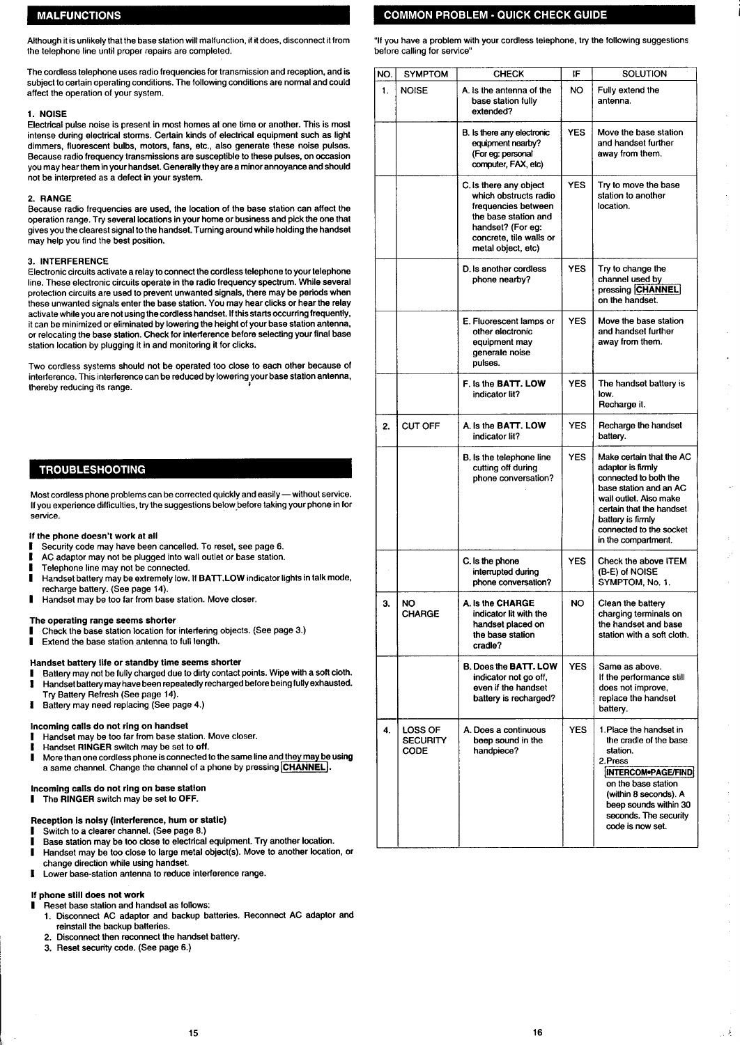## MALFUNCTIONS

Although it is unlikely that the base station will malfunction, if it does, disconnect it from the telephone line until proper repairs are completed.

The cordless telephone uses radio frequencies for transmission and reception, and is subject to certain operating conditions. The following conditions are normal and could affect the operation of your system.

### 1. NOISE

Electrical pulse noise is present in most homes at one time or another. This is most intense during electrical storms. Certain kinds of electrical equipment such as light dimmers, fluorescent bulbs, motors, fans, etc., also generate these noise pulses. Because radio frequency transmissions are susceptible to these pulses, on occasion you may hear them in your handset. Generally they are a minor annoyance and should not be interpreted as a defect in your system.

### 2. RANGE

Because radio frequencies are used, the location of the base station can affect the operation range. Try several locations in your home or business and pick the one that gives you the clearest signal to the handset. Turning around while holding the handset may help you find the best position.

### 3. INTERFERENCE

Electronic circuits activate a relay to connect the cordless telephone to your telephone line. These electronic circuits operate in the radio frequency spectrum. While several protection circuits are used to prevent unwanted signals, there may be periods when these unwanted signals enter the base station. You may hear clicks or hear the relay activate while you are not using the cordless handset. If this starts occurring frequently, it can be minimized or eliminated by lowering the height of your base station antenna, or relocating the base station. Check for interference before selecting your final base station location by plugging it in and monitoring it for clicks.

Two cordless systems should not be operated too close to each other because of interference. This interference can be reduced by lowering your base station antenna, thereby reducing its range.

## TROUBLESHOOTING

Most cordless phone problems can be corrected quickly and easily — without service. If you experience difficulties, try the suggestions below before taking your phone in for service.

**If the phone doesn't work at all**

- Security code may have been cancelled. To reset, see page 6.
- AC adaptor may not be plugged into wall outlet or base station.
- Telephone line may not be connected.
- Handset battery may be extremely low. If **BATT.LOW** indicator lights in talk mode, recharge battery. (See page 14).
- Handset may be too far from base station. Move closer.

**The operating range seems shorter**

- Check the base station location for interfering objects. (See page 3.)
- Extend the base station antenna to full length.

**Handset battery life or standby time seems shorter**

- Battery may not be fully charged due to dirty contact points. Wipe with a soft cloth.
- Handset battery may have been repeatedly recharged before being fully exhausted. Try Battery Refresh (See page 14).
- Battery may need replacing (See page 4.)

**Incoming calls do not ring on handset**

- Handset may be too far from base station. Move closer.
- Handset **RINGER** switch may be set to **off**.
- More than one cordless phone is connected to the same line and they may be using a same channel. Change the channel of a phone by pressing [CHANNEL].

**Incoming calls do not ring on base station**

- The **RINGER** switch may be set to **OFF**.

**Reception is noisy (interference, hum or static)**

- Switch to a clearer channel. (See page 8.)
- Base station may be too close to electrical equipment. Try another location.
- Handset may be too close to large metal object(s). Move to another location, or change direction while using handset.
- Lower base-station antenna to reduce interference range.

**If phone still does not work**

- Reset base station and handset as follows:
  1. Disconnect AC adaptor and backup batteries. Reconnect AC adaptor and reinstall the backup batteries.
  2. Disconnect then reconnect the handset battery.
  3. Reset security code. (See page 6.)

## COMMON PROBLEM - QUICK CHECK GUIDE

"If you have a problem with your cordless telephone, try the following suggestions before calling for service"

| NO. | SYMPTOM | CHECK | IF | SOLUTION |
|---|---|---|---|---|
| 1. | NOISE | A. Is the antenna of the base station fully extended? | NO | Fully extend the antenna. |
| | | B. Is there any electronic equipment nearby? (For eg: personal computer, FAX, etc) | YES | Move the base station and handset further away from them. |
| | | C. Is there any object which obstructs radio frequencies between the base station and handset? (For eg: concrete, tile walls or metal object, etc) | YES | Try to move the base station to another location. |
| | | D. Is another cordless phone nearby? | YES | Try to change the channel used by pressing [CHANNEL] on the handset. |
| | | E. Fluorescent lamps or other electronic equipment may generate noise pulses. | YES | Move the base station and handset further away from them. |
| | | F. Is the **BATT. LOW** indicator lit? | YES | The handset battery is low. Recharge it. |
| 2. | CUT OFF | A. Is the **BATT. LOW** indicator lit? | YES | Recharge the handset battery. |
| | | B. Is the telephone line cutting off during phone conversation? | YES | Make certain that the AC adaptor is firmly connected to both the base station and an AC wall outlet. Also make certain that the handset battery is firmly connected to the socket in the compartment. |
| | | C. Is the phone interrupted during phone conversation? | YES | Check the above ITEM (B-E) of NOISE SYMPTOM, No. 1. |
| 3. | NO CHARGE | A. Is the **CHARGE** indicator lit with the handset placed on the base station cradle? | NO | Clean the battery charging terminals on the handset and base station with a soft cloth. |
| | | B. Does the **BATT. LOW** indicator not go off, even if the handset battery is recharged? | YES | Same as above. If the performance still does not improve, replace the handset battery. |
| 4. | LOSS OF SECURITY CODE | A. Does a continuous beep sound in the handpiece? | YES | 1. Place the handset in the cradle of the base station. 2. Press [INTERCOM•PAGE/FIND] on the base station (within 8 seconds). A beep sounds within 30 seconds. The security code is now set. |